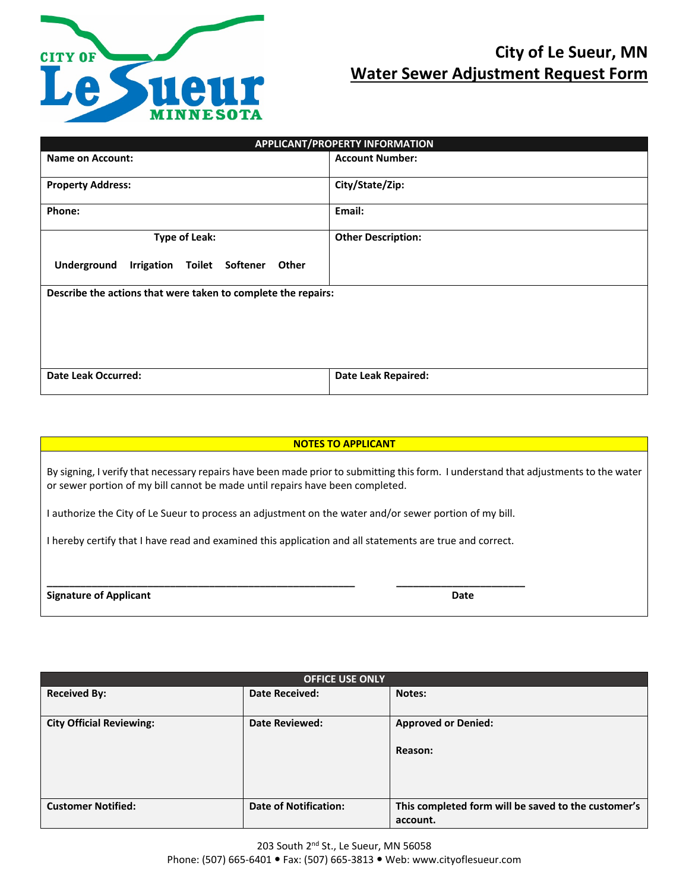# City of Le Sueur, MN

## Water Sewer Adjustment Request Form

| APPLICANT/PROPERTY INFORMATION | |
|---|---|
| **Name on Account:** | **Account Number:** |
| **Property Address:** | **City/State/Zip:** |
| **Phone:** | **Email:** |
| **Type of Leak:** Underground Irrigation Toilet Softener Other | **Other Description:** |
| **Describe the actions that were taken to complete the repairs:** | |
| **Date Leak Occurred:** | **Date Leak Repaired:** |

### NOTES TO APPLICANT

By signing, I verify that necessary repairs have been made prior to submitting this form. I understand that adjustments to the water or sewer portion of my bill cannot be made until repairs have been completed.

I authorize the City of Le Sueur to process an adjustment on the water and/or sewer portion of my bill.

I hereby certify that I have read and examined this application and all statements are true and correct.

\_\_\_\_\_\_\_\_\_\_\_\_\_\_\_\_\_\_\_\_\_\_\_\_\_\_\_\_\_\_\_\_\_\_\_\_\_\_\_\_\_\_\_\_\_\_ \_\_\_\_\_\_\_\_\_\_\_\_\_\_\_\_\_\_\_\_\_\_

**Signature of Applicant** **Date**

| OFFICE USE ONLY | | |
|---|---|---|
| **Received By:** | **Date Received:** | **Notes:** |
| **City Official Reviewing:** | **Date Reviewed:** | **Approved or Denied:**<br><br>**Reason:** |
| **Customer Notified:** | **Date of Notification:** | **This completed form will be saved to the customer's account.** |

203 South 2nd St., Le Sueur, MN 56058
Phone: (507) 665-6401 • Fax: (507) 665-3813 • Web: www.cityoflesueur.com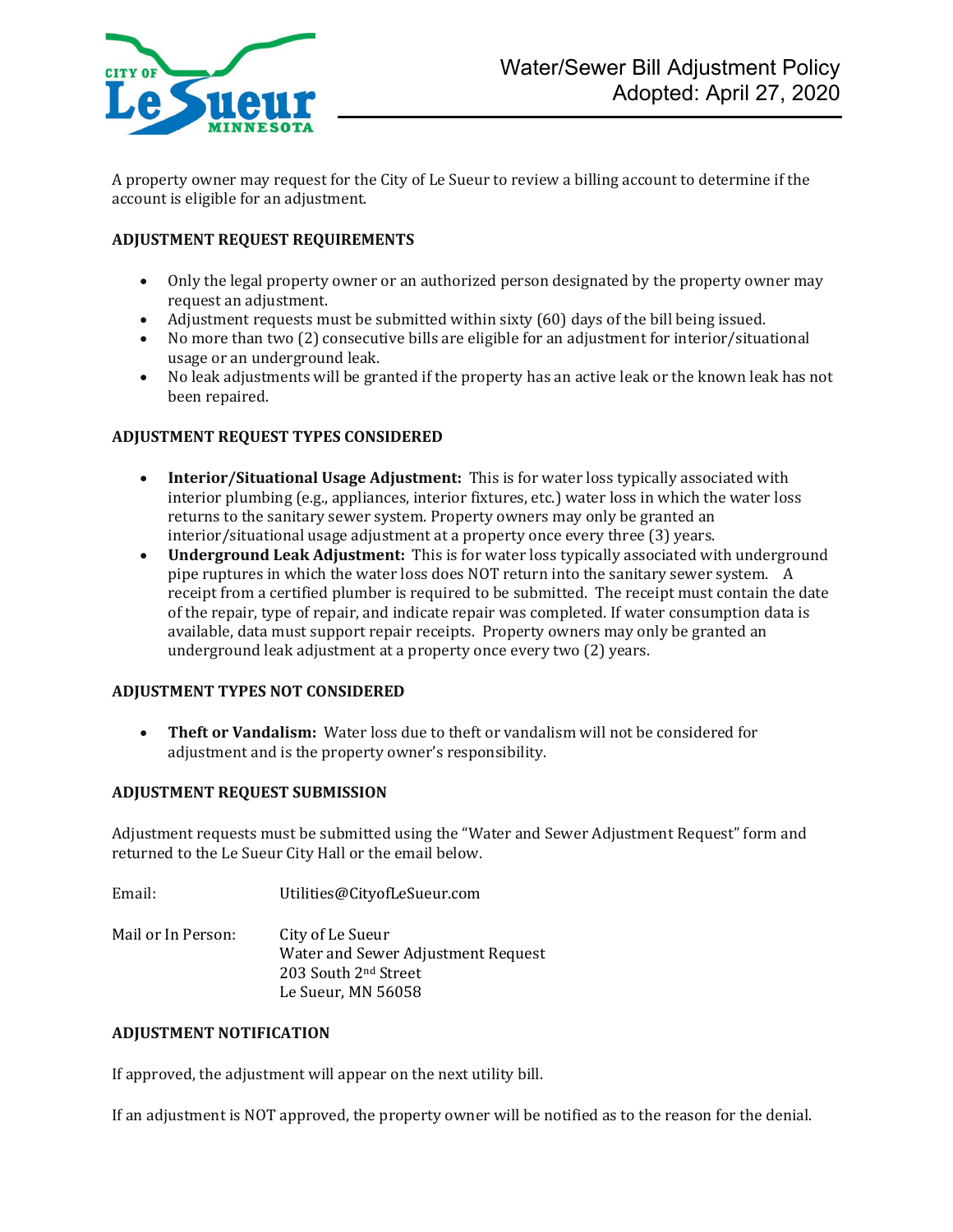# Water/Sewer Bill Adjustment Policy
Adopted: April 27, 2020

A property owner may request for the City of Le Sueur to review a billing account to determine if the account is eligible for an adjustment.

## ADJUSTMENT REQUEST REQUIREMENTS

- Only the legal property owner or an authorized person designated by the property owner may request an adjustment.
- Adjustment requests must be submitted within sixty (60) days of the bill being issued.
- No more than two (2) consecutive bills are eligible for an adjustment for interior/situational usage or an underground leak.
- No leak adjustments will be granted if the property has an active leak or the known leak has not been repaired.

## ADJUSTMENT REQUEST TYPES CONSIDERED

- **Interior/Situational Usage Adjustment:** This is for water loss typically associated with interior plumbing (e.g., appliances, interior fixtures, etc.) water loss in which the water loss returns to the sanitary sewer system. Property owners may only be granted an interior/situational usage adjustment at a property once every three (3) years.
- **Underground Leak Adjustment:** This is for water loss typically associated with underground pipe ruptures in which the water loss does NOT return into the sanitary sewer system. A receipt from a certified plumber is required to be submitted. The receipt must contain the date of the repair, type of repair, and indicate repair was completed. If water consumption data is available, data must support repair receipts. Property owners may only be granted an underground leak adjustment at a property once every two (2) years.

## ADJUSTMENT TYPES NOT CONSIDERED

- **Theft or Vandalism:** Water loss due to theft or vandalism will not be considered for adjustment and is the property owner's responsibility.

## ADJUSTMENT REQUEST SUBMISSION

Adjustment requests must be submitted using the "Water and Sewer Adjustment Request" form and returned to the Le Sueur City Hall or the email below.

Email: Utilities@CityofLeSueur.com

Mail or In Person:
City of Le Sueur
Water and Sewer Adjustment Request
203 South 2nd Street
Le Sueur, MN 56058

## ADJUSTMENT NOTIFICATION

If approved, the adjustment will appear on the next utility bill.

If an adjustment is NOT approved, the property owner will be notified as to the reason for the denial.